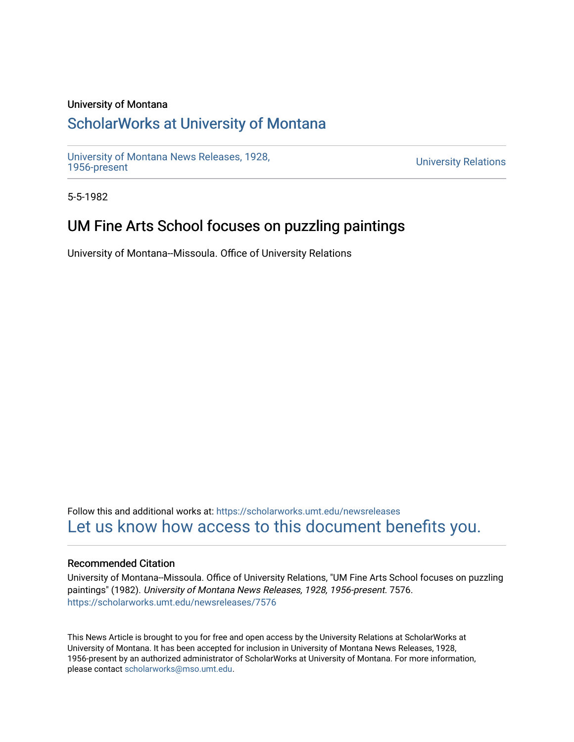University of Montana

# ScholarWorks at University of Montana

University of Montana News Releases, 1928, 1956-present

University Relations

5-5-1982

## UM Fine Arts School focuses on puzzling paintings

University of Montana--Missoula. Office of University Relations

Follow this and additional works at: https://scholarworks.umt.edu/newsreleases

Let us know how access to this document benefits you.

### Recommended Citation

University of Montana--Missoula. Office of University Relations, "UM Fine Arts School focuses on puzzling paintings" (1982). *University of Montana News Releases, 1928, 1956-present*. 7576. https://scholarworks.umt.edu/newsreleases/7576

This News Article is brought to you for free and open access by the University Relations at ScholarWorks at University of Montana. It has been accepted for inclusion in University of Montana News Releases, 1928, 1956-present by an authorized administrator of ScholarWorks at University of Montana. For more information, please contact scholarworks@mso.umt.edu.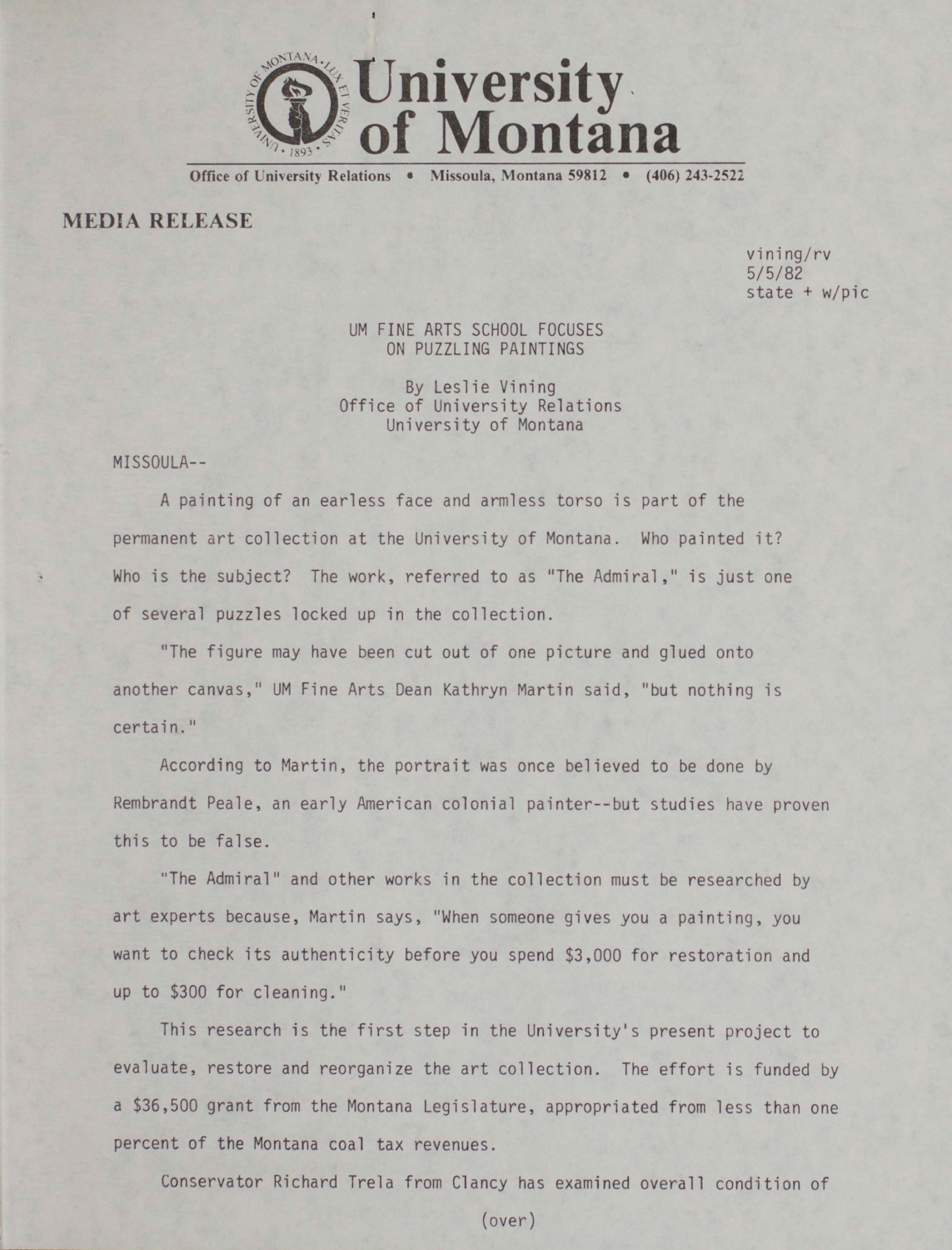# University of Montana

Office of University Relations • Missoula, Montana 59812 • (406) 243-2522

## MEDIA RELEASE

vining/rv
5/5/82
state + w/pic

UM FINE ARTS SCHOOL FOCUSES
ON PUZZLING PAINTINGS

By Leslie Vining
Office of University Relations
University of Montana

MISSOULA--

A painting of an earless face and armless torso is part of the permanent art collection at the University of Montana. Who painted it? Who is the subject? The work, referred to as "The Admiral," is just one of several puzzles locked up in the collection.

"The figure may have been cut out of one picture and glued onto another canvas," UM Fine Arts Dean Kathryn Martin said, "but nothing is certain."

According to Martin, the portrait was once believed to be done by Rembrandt Peale, an early American colonial painter--but studies have proven this to be false.

"The Admiral" and other works in the collection must be researched by art experts because, Martin says, "When someone gives you a painting, you want to check its authenticity before you spend $3,000 for restoration and up to $300 for cleaning."

This research is the first step in the University's present project to evaluate, restore and reorganize the art collection. The effort is funded by a $36,500 grant from the Montana Legislature, appropriated from less than one percent of the Montana coal tax revenues.

Conservator Richard Trela from Clancy has examined overall condition of

(over)